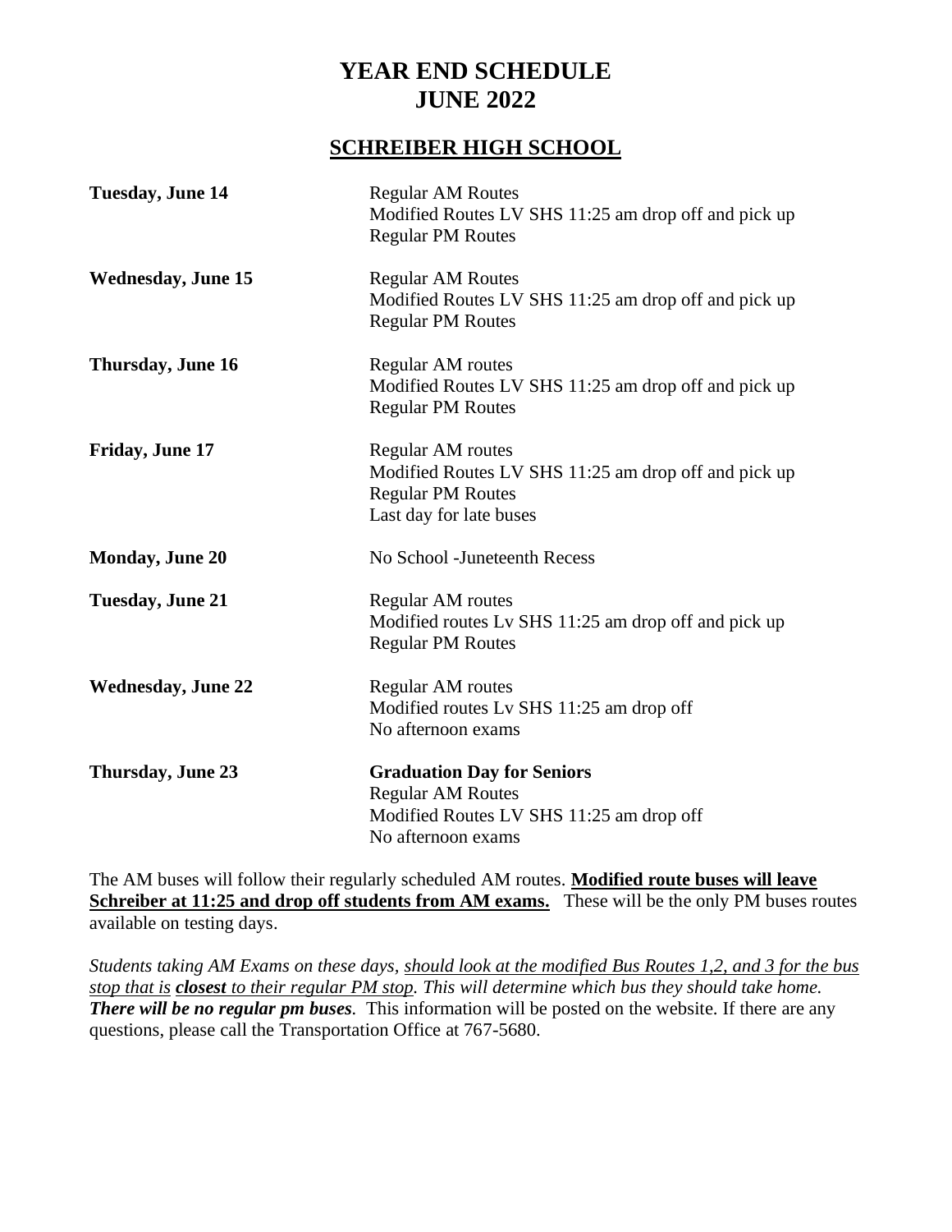# YEAR END SCHEDULE
# JUNE 2022

## SCHREIBER HIGH SCHOOL

| | |
|---|---|
| **Tuesday, June 14** | Regular AM Routes<br>Modified Routes LV SHS 11:25 am drop off and pick up<br>Regular PM Routes |
| **Wednesday, June 15** | Regular AM Routes<br>Modified Routes LV SHS 11:25 am drop off and pick up<br>Regular PM Routes |
| **Thursday, June 16** | Regular AM routes<br>Modified Routes LV SHS 11:25 am drop off and pick up<br>Regular PM Routes |
| **Friday, June 17** | Regular AM routes<br>Modified Routes LV SHS 11:25 am drop off and pick up<br>Regular PM Routes<br>Last day for late buses |
| **Monday, June 20** | No School -Juneteenth Recess |
| **Tuesday, June 21** | Regular AM routes<br>Modified routes Lv SHS 11:25 am drop off and pick up<br>Regular PM Routes |
| **Wednesday, June 22** | Regular AM routes<br>Modified routes Lv SHS 11:25 am drop off<br>No afternoon exams |
| **Thursday, June 23** | **Graduation Day for Seniors**<br>Regular AM Routes<br>Modified Routes LV SHS 11:25 am drop off<br>No afternoon exams |

The AM buses will follow their regularly scheduled AM routes. **Modified route buses will leave Schreiber at 11:25 and drop off students from AM exams.** These will be the only PM buses routes available on testing days.

*Students taking AM Exams on these days, should look at the modified Bus Routes 1,2, and 3 for the bus stop that is* ***closest*** *to their regular PM stop. This will determine which bus they should take home.* ***There will be no regular pm buses.*** This information will be posted on the website. If there are any questions, please call the Transportation Office at 767-5680.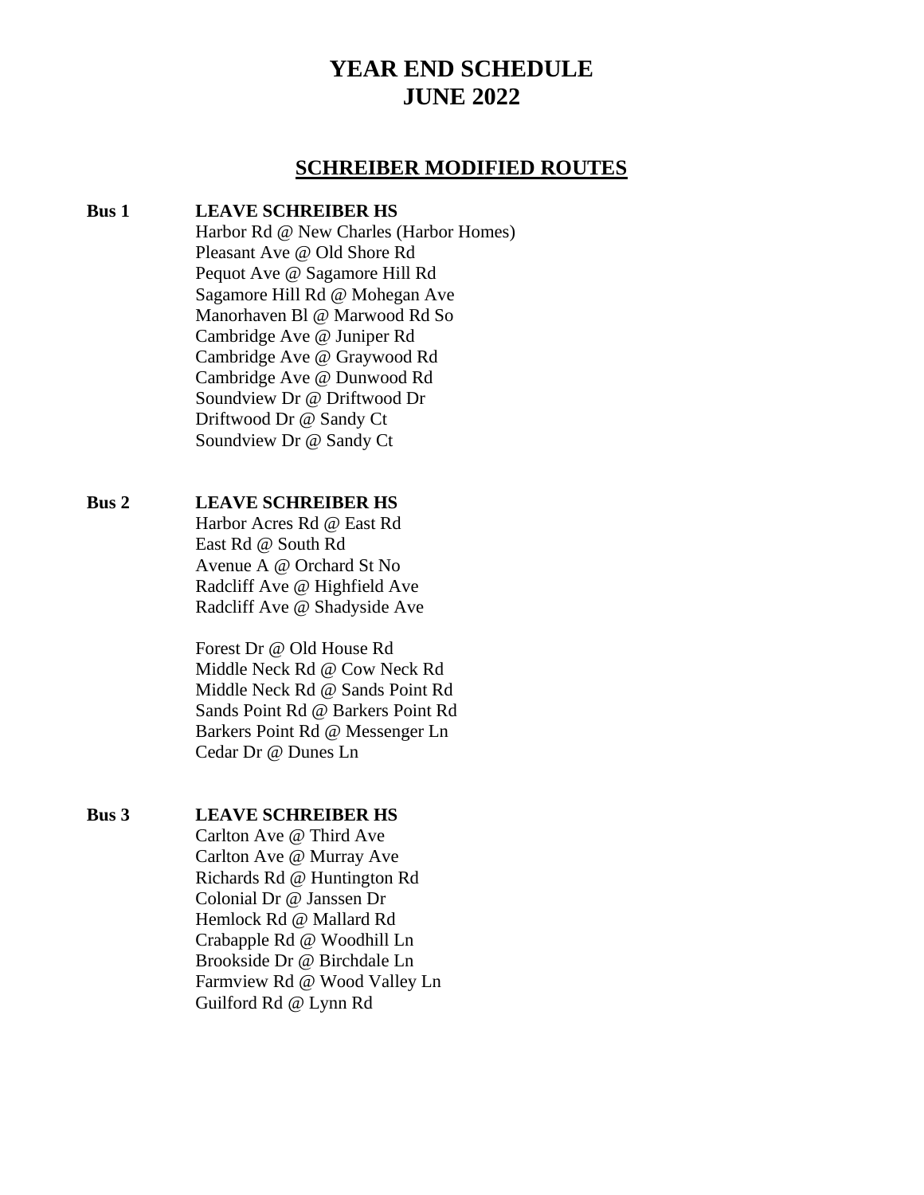# YEAR END SCHEDULE
# JUNE 2022

## SCHREIBER MODIFIED ROUTES

**Bus 1** **LEAVE SCHREIBER HS**

Harbor Rd @ New Charles (Harbor Homes)
Pleasant Ave @ Old Shore Rd
Pequot Ave @ Sagamore Hill Rd
Sagamore Hill Rd @ Mohegan Ave
Manorhaven Bl @ Marwood Rd So
Cambridge Ave @ Juniper Rd
Cambridge Ave @ Graywood Rd
Cambridge Ave @ Dunwood Rd
Soundview Dr @ Driftwood Dr
Driftwood Dr @ Sandy Ct
Soundview Dr @ Sandy Ct

**Bus 2** **LEAVE SCHREIBER HS**

Harbor Acres Rd @ East Rd
East Rd @ South Rd
Avenue A @ Orchard St No
Radcliff Ave @ Highfield Ave
Radcliff Ave @ Shadyside Ave

Forest Dr @ Old House Rd
Middle Neck Rd @ Cow Neck Rd
Middle Neck Rd @ Sands Point Rd
Sands Point Rd @ Barkers Point Rd
Barkers Point Rd @ Messenger Ln
Cedar Dr @ Dunes Ln

**Bus 3** **LEAVE SCHREIBER HS**

Carlton Ave @ Third Ave
Carlton Ave @ Murray Ave
Richards Rd @ Huntington Rd
Colonial Dr @ Janssen Dr
Hemlock Rd @ Mallard Rd
Crabapple Rd @ Woodhill Ln
Brookside Dr @ Birchdale Ln
Farmview Rd @ Wood Valley Ln
Guilford Rd @ Lynn Rd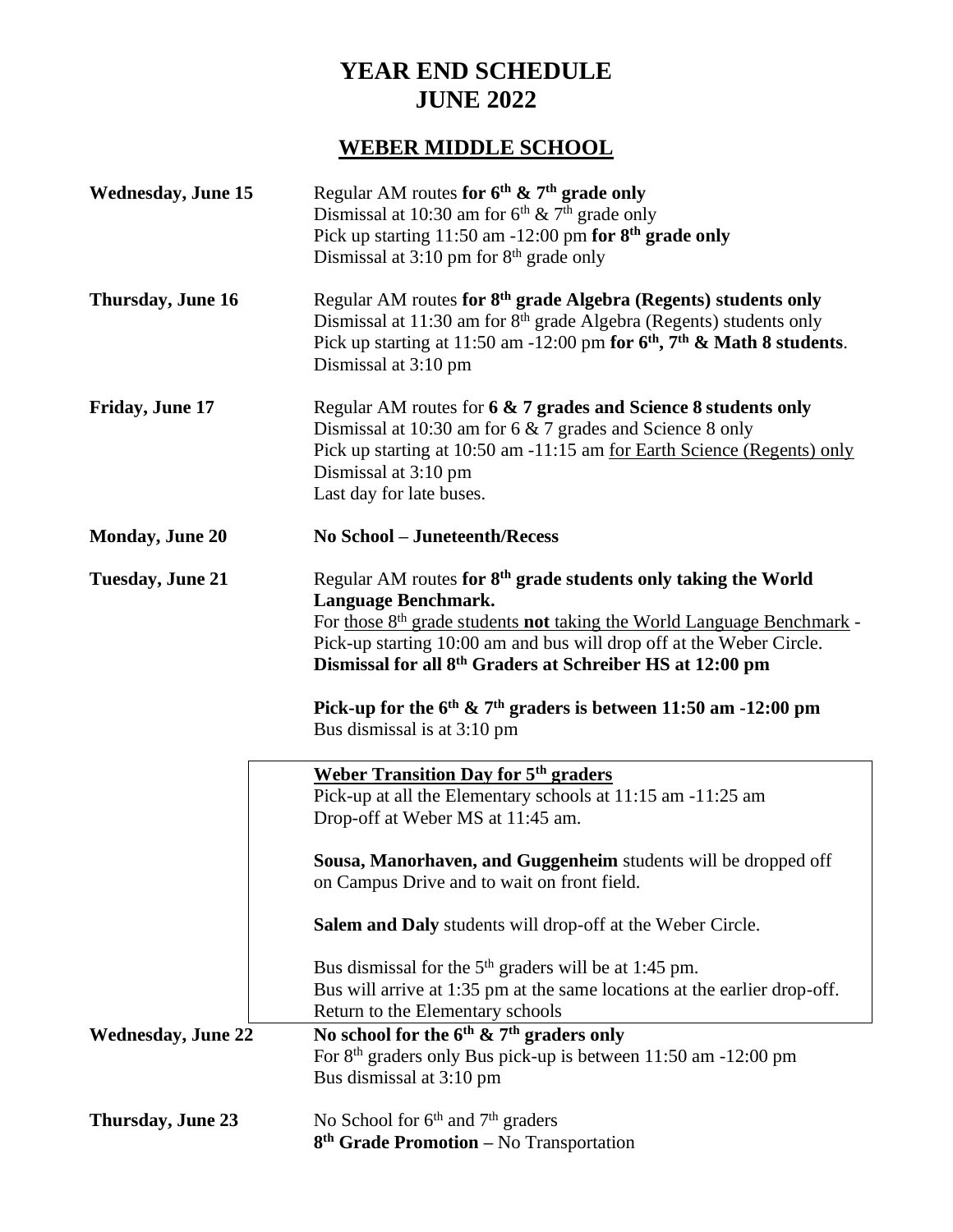# YEAR END SCHEDULE
# JUNE 2022

## WEBER MIDDLE SCHOOL

**Wednesday, June 15**

Regular AM routes **for 6th & 7th grade only**
Dismissal at 10:30 am for 6th & 7th grade only
Pick up starting 11:50 am -12:00 pm **for 8th grade only**
Dismissal at 3:10 pm for 8th grade only

**Thursday, June 16**

Regular AM routes **for 8th grade Algebra (Regents) students only**
Dismissal at 11:30 am for 8th grade Algebra (Regents) students only
Pick up starting at 11:50 am -12:00 pm **for 6th, 7th & Math 8 students**.
Dismissal at 3:10 pm

**Friday, June 17**

Regular AM routes for **6 & 7 grades and Science 8 students only**
Dismissal at 10:30 am for 6 & 7 grades and Science 8 only
Pick up starting at 10:50 am -11:15 am for Earth Science (Regents) only
Dismissal at 3:10 pm
Last day for late buses.

**Monday, June 20**

**No School – Juneteenth/Recess**

**Tuesday, June 21**

Regular AM routes **for 8th grade students only taking the World Language Benchmark.**
For those 8th grade students **not** taking the World Language Benchmark - Pick-up starting 10:00 am and bus will drop off at the Weber Circle.
**Dismissal for all 8th Graders at Schreiber HS at 12:00 pm**

**Pick-up for the 6th & 7th graders is between 11:50 am -12:00 pm**
Bus dismissal is at 3:10 pm

**Weber Transition Day for 5th graders**
Pick-up at all the Elementary schools at 11:15 am -11:25 am
Drop-off at Weber MS at 11:45 am.

**Sousa, Manorhaven, and Guggenheim** students will be dropped off on Campus Drive and to wait on front field.

**Salem and Daly** students will drop-off at the Weber Circle.

Bus dismissal for the 5th graders will be at 1:45 pm.
Bus will arrive at 1:35 pm at the same locations at the earlier drop-off.
Return to the Elementary schools

**Wednesday, June 22**

**No school for the 6th & 7th graders only**
For 8th graders only Bus pick-up is between 11:50 am -12:00 pm
Bus dismissal at 3:10 pm

**Thursday, June 23**

No School for 6th and 7th graders
**8th Grade Promotion –** No Transportation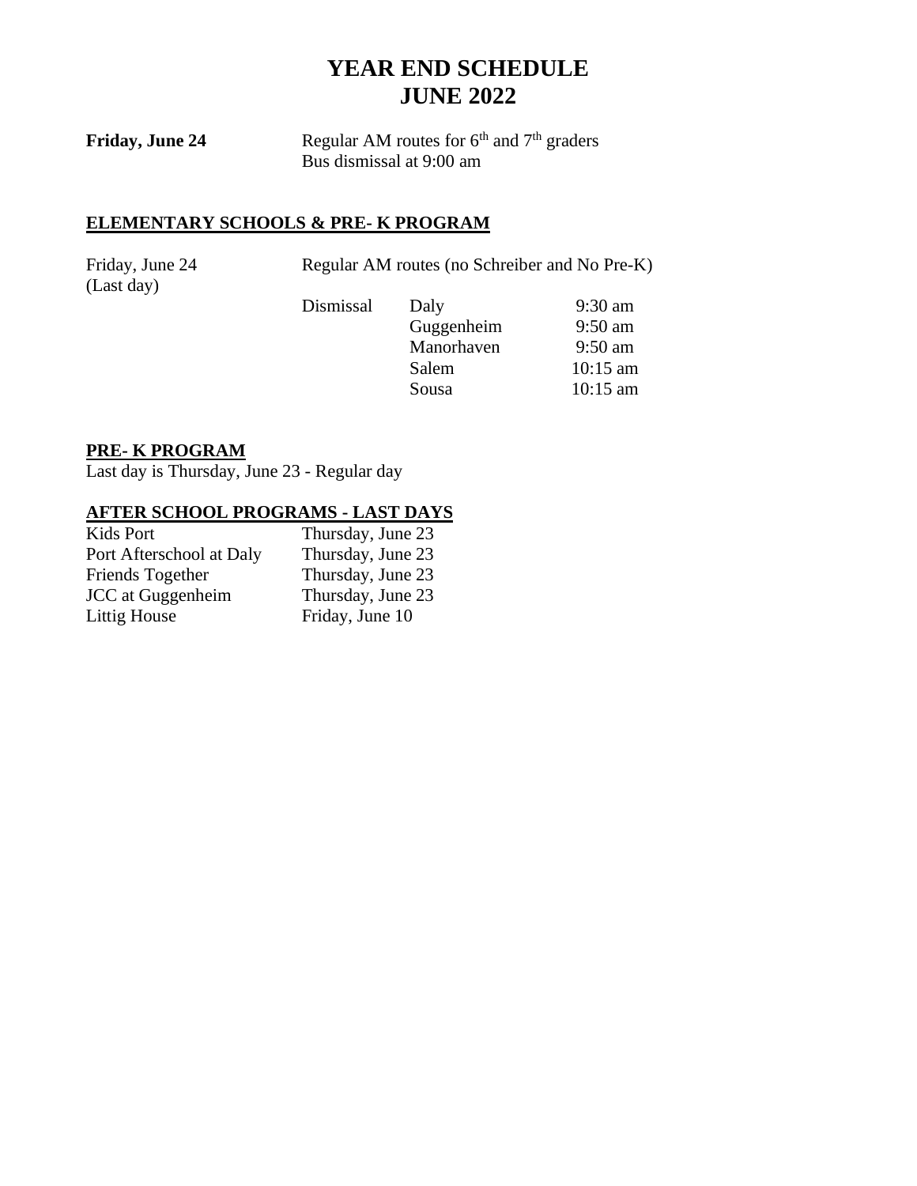# YEAR END SCHEDULE
# JUNE 2022

**Friday, June 24** Regular AM routes for 6th and 7th graders
Bus dismissal at 9:00 am

## ELEMENTARY SCHOOLS & PRE- K PROGRAM

Friday, June 24 (Last day) — Regular AM routes (no Schreiber and No Pre-K)

| | | | |
|---|---|---|---|
| Dismissal | Daly | 9:30 am |
| | Guggenheim | 9:50 am |
| | Manorhaven | 9:50 am |
| | Salem | 10:15 am |
| | Sousa | 10:15 am |

## PRE- K PROGRAM

Last day is Thursday, June 23 - Regular day

## AFTER SCHOOL PROGRAMS - LAST DAYS

| | |
|---|---|
| Kids Port | Thursday, June 23 |
| Port Afterschool at Daly | Thursday, June 23 |
| Friends Together | Thursday, June 23 |
| JCC at Guggenheim | Thursday, June 23 |
| Littig House | Friday, June 10 |